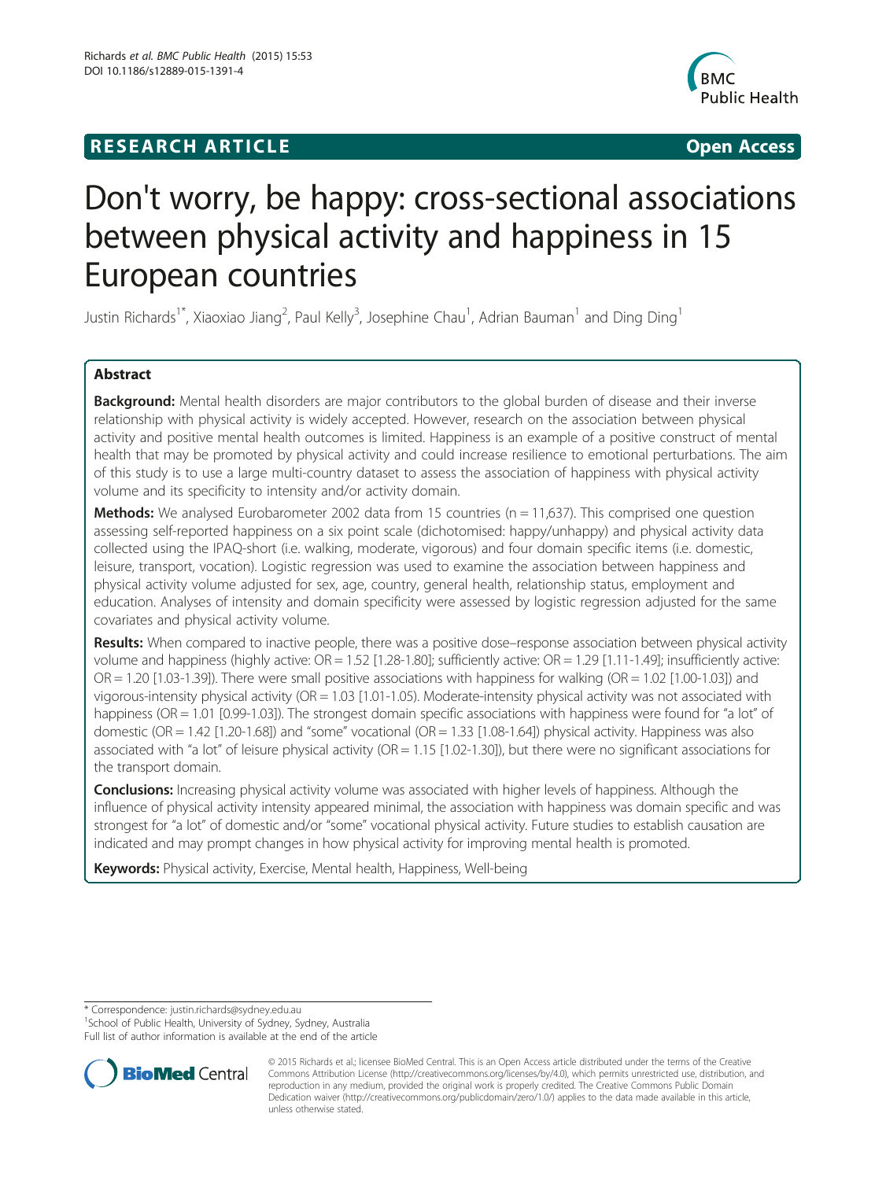**RESEARCH ARTICLE** **Open Access**

# Don't worry, be happy: cross-sectional associations between physical activity and happiness in 15 European countries

Justin Richards[1*], Xiaoxiao Jiang[2], Paul Kelly[3], Josephine Chau[1], Adrian Bauman[1] and Ding Ding[1]

## Abstract

**Background:** Mental health disorders are major contributors to the global burden of disease and their inverse relationship with physical activity is widely accepted. However, research on the association between physical activity and positive mental health outcomes is limited. Happiness is an example of a positive construct of mental health that may be promoted by physical activity and could increase resilience to emotional perturbations. The aim of this study is to use a large multi-country dataset to assess the association of happiness with physical activity volume and its specificity to intensity and/or activity domain.

**Methods:** We analysed Eurobarometer 2002 data from 15 countries (n = 11,637). This comprised one question assessing self-reported happiness on a six point scale (dichotomised: happy/unhappy) and physical activity data collected using the IPAQ-short (i.e. walking, moderate, vigorous) and four domain specific items (i.e. domestic, leisure, transport, vocation). Logistic regression was used to examine the association between happiness and physical activity volume adjusted for sex, age, country, general health, relationship status, employment and education. Analyses of intensity and domain specificity were assessed by logistic regression adjusted for the same covariates and physical activity volume.

**Results:** When compared to inactive people, there was a positive dose–response association between physical activity volume and happiness (highly active: OR = 1.52 [1.28-1.80]; sufficiently active: OR = 1.29 [1.11-1.49]; insufficiently active: OR = 1.20 [1.03-1.39]). There were small positive associations with happiness for walking (OR = 1.02 [1.00-1.03]) and vigorous-intensity physical activity (OR = 1.03 [1.01-1.05). Moderate-intensity physical activity was not associated with happiness (OR = 1.01 [0.99-1.03]). The strongest domain specific associations with happiness were found for "a lot" of domestic (OR = 1.42 [1.20-1.68]) and "some" vocational (OR = 1.33 [1.08-1.64]) physical activity. Happiness was also associated with "a lot" of leisure physical activity (OR = 1.15 [1.02-1.30]), but there were no significant associations for the transport domain.

**Conclusions:** Increasing physical activity volume was associated with higher levels of happiness. Although the influence of physical activity intensity appeared minimal, the association with happiness was domain specific and was strongest for "a lot" of domestic and/or "some" vocational physical activity. Future studies to establish causation are indicated and may prompt changes in how physical activity for improving mental health is promoted.

**Keywords:** Physical activity, Exercise, Mental health, Happiness, Well-being

---

\* Correspondence: justin.richards@sydney.edu.au
[1]School of Public Health, University of Sydney, Sydney, Australia
Full list of author information is available at the end of the article

© 2015 Richards et al.; licensee BioMed Central. This is an Open Access article distributed under the terms of the Creative Commons Attribution License (http://creativecommons.org/licenses/by/4.0), which permits unrestricted use, distribution, and reproduction in any medium, provided the original work is properly credited. The Creative Commons Public Domain Dedication waiver (http://creativecommons.org/publicdomain/zero/1.0/) applies to the data made available in this article, unless otherwise stated.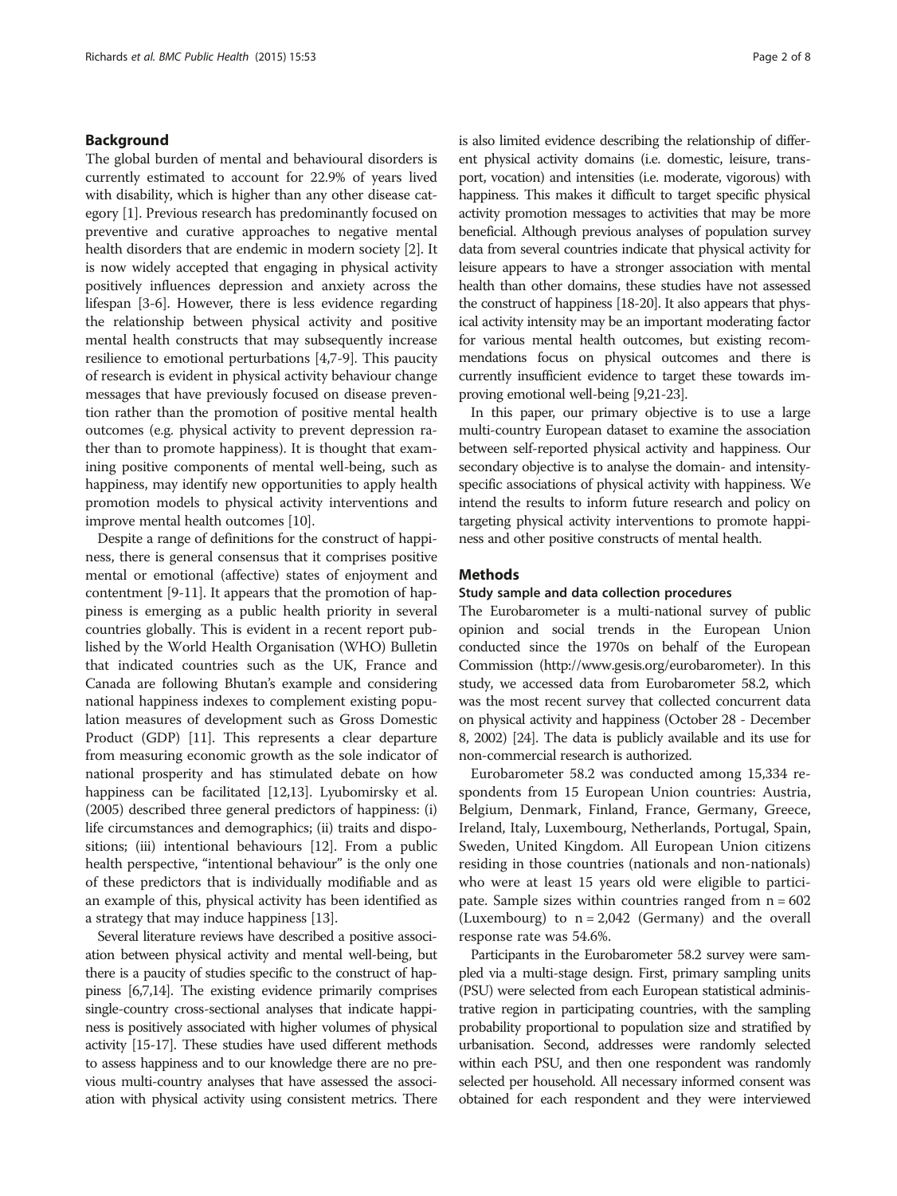## Background

The global burden of mental and behavioural disorders is currently estimated to account for 22.9% of years lived with disability, which is higher than any other disease category [1]. Previous research has predominantly focused on preventive and curative approaches to negative mental health disorders that are endemic in modern society [2]. It is now widely accepted that engaging in physical activity positively influences depression and anxiety across the lifespan [3-6]. However, there is less evidence regarding the relationship between physical activity and positive mental health constructs that may subsequently increase resilience to emotional perturbations [4,7-9]. This paucity of research is evident in physical activity behaviour change messages that have previously focused on disease prevention rather than the promotion of positive mental health outcomes (e.g. physical activity to prevent depression rather than to promote happiness). It is thought that examining positive components of mental well-being, such as happiness, may identify new opportunities to apply health promotion models to physical activity interventions and improve mental health outcomes [10].

Despite a range of definitions for the construct of happiness, there is general consensus that it comprises positive mental or emotional (affective) states of enjoyment and contentment [9-11]. It appears that the promotion of happiness is emerging as a public health priority in several countries globally. This is evident in a recent report published by the World Health Organisation (WHO) Bulletin that indicated countries such as the UK, France and Canada are following Bhutan's example and considering national happiness indexes to complement existing population measures of development such as Gross Domestic Product (GDP) [11]. This represents a clear departure from measuring economic growth as the sole indicator of national prosperity and has stimulated debate on how happiness can be facilitated [12,13]. Lyubomirsky et al. (2005) described three general predictors of happiness: (i) life circumstances and demographics; (ii) traits and dispositions; (iii) intentional behaviours [12]. From a public health perspective, "intentional behaviour" is the only one of these predictors that is individually modifiable and as an example of this, physical activity has been identified as a strategy that may induce happiness [13].

Several literature reviews have described a positive association between physical activity and mental well-being, but there is a paucity of studies specific to the construct of happiness [6,7,14]. The existing evidence primarily comprises single-country cross-sectional analyses that indicate happiness is positively associated with higher volumes of physical activity [15-17]. These studies have used different methods to assess happiness and to our knowledge there are no previous multi-country analyses that have assessed the association with physical activity using consistent metrics. There is also limited evidence describing the relationship of different physical activity domains (i.e. domestic, leisure, transport, vocation) and intensities (i.e. moderate, vigorous) with happiness. This makes it difficult to target specific physical activity promotion messages to activities that may be more beneficial. Although previous analyses of population survey data from several countries indicate that physical activity for leisure appears to have a stronger association with mental health than other domains, these studies have not assessed the construct of happiness [18-20]. It also appears that physical activity intensity may be an important moderating factor for various mental health outcomes, but existing recommendations focus on physical outcomes and there is currently insufficient evidence to target these towards improving emotional well-being [9,21-23].

In this paper, our primary objective is to use a large multi-country European dataset to examine the association between self-reported physical activity and happiness. Our secondary objective is to analyse the domain- and intensity-specific associations of physical activity with happiness. We intend the results to inform future research and policy on targeting physical activity interventions to promote happiness and other positive constructs of mental health.

## Methods

### Study sample and data collection procedures

The Eurobarometer is a multi-national survey of public opinion and social trends in the European Union conducted since the 1970s on behalf of the European Commission (http://www.gesis.org/eurobarometer). In this study, we accessed data from Eurobarometer 58.2, which was the most recent survey that collected concurrent data on physical activity and happiness (October 28 - December 8, 2002) [24]. The data is publicly available and its use for non-commercial research is authorized.

Eurobarometer 58.2 was conducted among 15,334 respondents from 15 European Union countries: Austria, Belgium, Denmark, Finland, France, Germany, Greece, Ireland, Italy, Luxembourg, Netherlands, Portugal, Spain, Sweden, United Kingdom. All European Union citizens residing in those countries (nationals and non-nationals) who were at least 15 years old were eligible to participate. Sample sizes within countries ranged from n = 602 (Luxembourg) to n = 2,042 (Germany) and the overall response rate was 54.6%.

Participants in the Eurobarometer 58.2 survey were sampled via a multi-stage design. First, primary sampling units (PSU) were selected from each European statistical administrative region in participating countries, with the sampling probability proportional to population size and stratified by urbanisation. Second, addresses were randomly selected within each PSU, and then one respondent was randomly selected per household. All necessary informed consent was obtained for each respondent and they were interviewed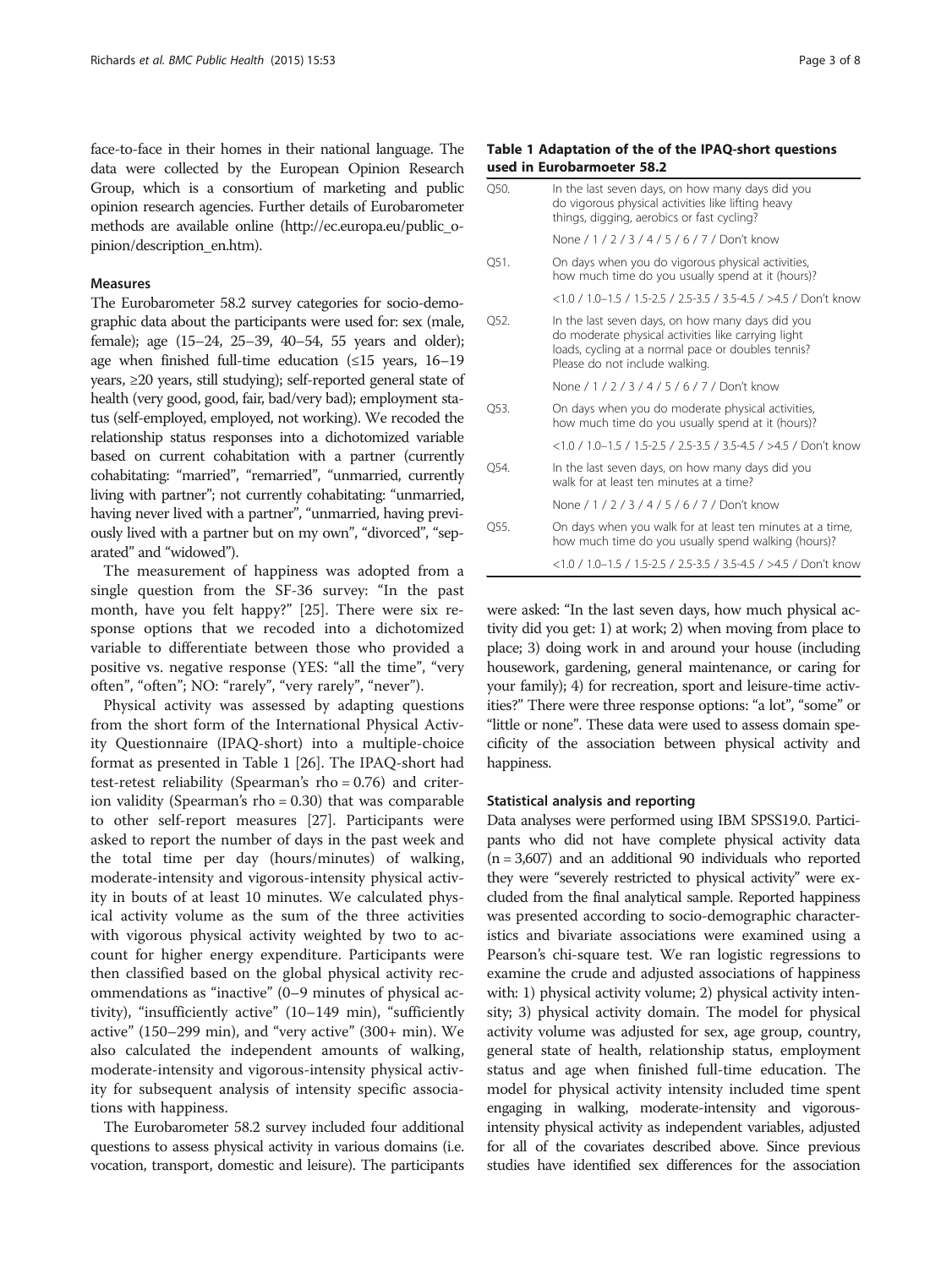face-to-face in their homes in their national language. The data were collected by the European Opinion Research Group, which is a consortium of marketing and public opinion research agencies. Further details of Eurobarometer methods are available online (http://ec.europa.eu/public_opinion/description_en.htm).

### Measures

The Eurobarometer 58.2 survey categories for socio-demographic data about the participants were used for: sex (male, female); age (15–24, 25–39, 40–54, 55 years and older); age when finished full-time education (≤15 years, 16–19 years, ≥20 years, still studying); self-reported general state of health (very good, good, fair, bad/very bad); employment status (self-employed, employed, not working). We recoded the relationship status responses into a dichotomized variable based on current cohabitation with a partner (currently cohabitating: "married", "remarried", "unmarried, currently living with partner"; not currently cohabitating: "unmarried, having never lived with a partner", "unmarried, having previously lived with a partner but on my own", "divorced", "separated" and "widowed").

The measurement of happiness was adopted from a single question from the SF-36 survey: "In the past month, have you felt happy?" [25]. There were six response options that we recoded into a dichotomized variable to differentiate between those who provided a positive vs. negative response (YES: "all the time", "very often", "often"; NO: "rarely", "very rarely", "never").

Physical activity was assessed by adapting questions from the short form of the International Physical Activity Questionnaire (IPAQ-short) into a multiple-choice format as presented in Table 1 [26]. The IPAQ-short had test-retest reliability (Spearman's rho = 0.76) and criterion validity (Spearman's rho = 0.30) that was comparable to other self-report measures [27]. Participants were asked to report the number of days in the past week and the total time per day (hours/minutes) of walking, moderate-intensity and vigorous-intensity physical activity in bouts of at least 10 minutes. We calculated physical activity volume as the sum of the three activities with vigorous physical activity weighted by two to account for higher energy expenditure. Participants were then classified based on the global physical activity recommendations as "inactive" (0–9 minutes of physical activity), "insufficiently active" (10–149 min), "sufficiently active" (150–299 min), and "very active" (300+ min). We also calculated the independent amounts of walking, moderate-intensity and vigorous-intensity physical activity for subsequent analysis of intensity specific associations with happiness.

The Eurobarometer 58.2 survey included four additional questions to assess physical activity in various domains (i.e. vocation, transport, domestic and leisure). The participants were asked: "In the last seven days, how much physical activity did you get: 1) at work; 2) when moving from place to place; 3) doing work in and around your house (including housework, gardening, general maintenance, or caring for your family); 4) for recreation, sport and leisure-time activities?" There were three response options: "a lot", "some" or "little or none". These data were used to assess domain specificity of the association between physical activity and happiness.

**Table 1 Adaptation of the of the IPAQ-short questions used in Eurobarmoeter 58.2**

| | |
|---|---|
| Q50. | In the last seven days, on how many days did you do vigorous physical activities like lifting heavy things, digging, aerobics or fast cycling? |
| | None / 1 / 2 / 3 / 4 / 5 / 6 / 7 / Don't know |
| Q51. | On days when you do vigorous physical activities, how much time do you usually spend at it (hours)? |
| | <1.0 / 1.0–1.5 / 1.5-2.5 / 2.5-3.5 / 3.5-4.5 / >4.5 / Don't know |
| Q52. | In the last seven days, on how many days did you do moderate physical activities like carrying light loads, cycling at a normal pace or doubles tennis? Please do not include walking. |
| | None / 1 / 2 / 3 / 4 / 5 / 6 / 7 / Don't know |
| Q53. | On days when you do moderate physical activities, how much time do you usually spend at it (hours)? |
| | <1.0 / 1.0–1.5 / 1.5-2.5 / 2.5-3.5 / 3.5-4.5 / >4.5 / Don't know |
| Q54. | In the last seven days, on how many days did you walk for at least ten minutes at a time? |
| | None / 1 / 2 / 3 / 4 / 5 / 6 / 7 / Don't know |
| Q55. | On days when you walk for at least ten minutes at a time, how much time do you usually spend walking (hours)? |
| | <1.0 / 1.0–1.5 / 1.5-2.5 / 2.5-3.5 / 3.5-4.5 / >4.5 / Don't know |

### Statistical analysis and reporting

Data analyses were performed using IBM SPSS19.0. Participants who did not have complete physical activity data (n = 3,607) and an additional 90 individuals who reported they were "severely restricted to physical activity" were excluded from the final analytical sample. Reported happiness was presented according to socio-demographic characteristics and bivariate associations were examined using a Pearson's chi-square test. We ran logistic regressions to examine the crude and adjusted associations of happiness with: 1) physical activity volume; 2) physical activity intensity; 3) physical activity domain. The model for physical activity volume was adjusted for sex, age group, country, general state of health, relationship status, employment status and age when finished full-time education. The model for physical activity intensity included time spent engaging in walking, moderate-intensity and vigorous-intensity physical activity as independent variables, adjusted for all of the covariates described above. Since previous studies have identified sex differences for the association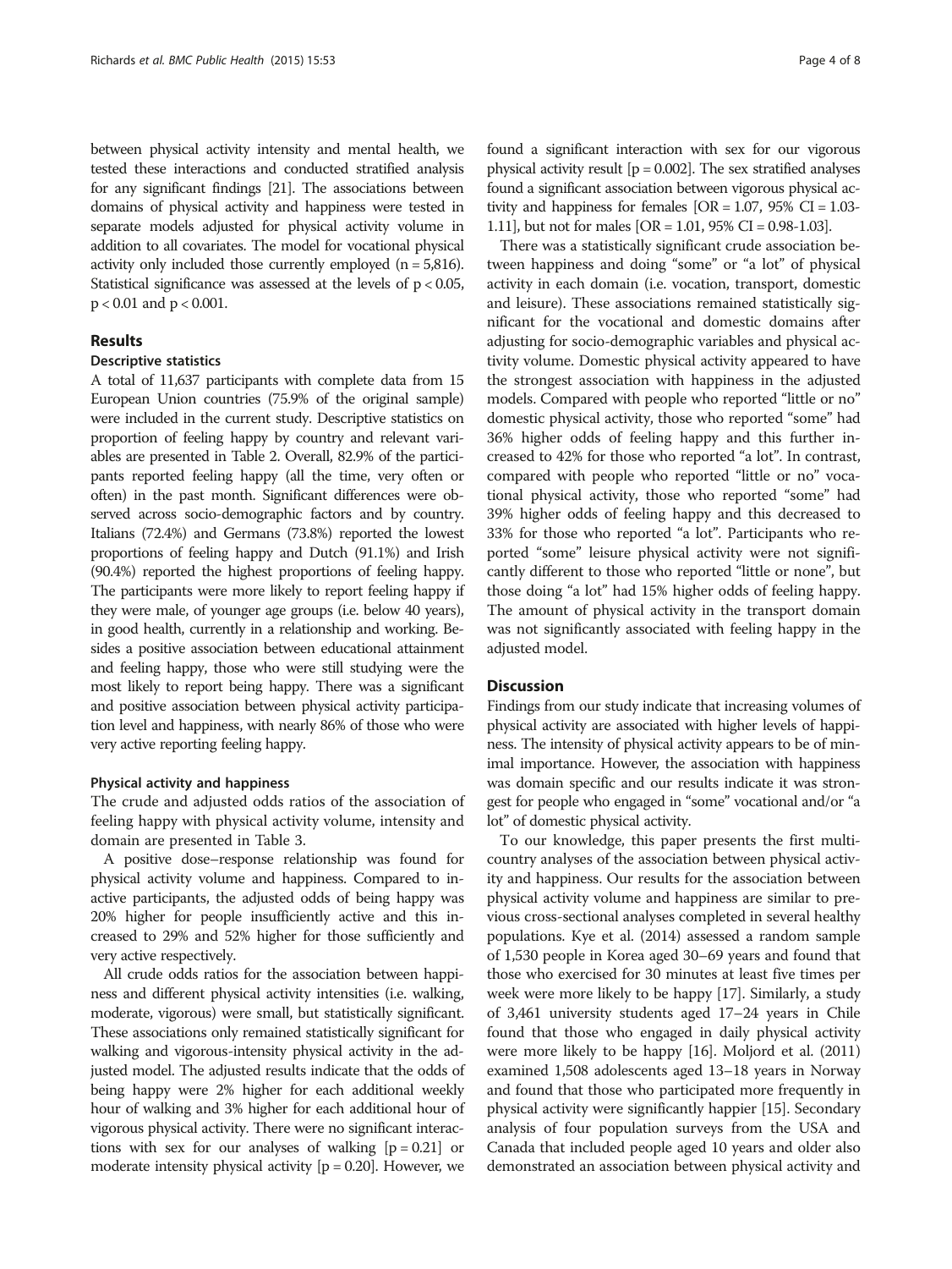between physical activity intensity and mental health, we tested these interactions and conducted stratified analysis for any significant findings [21]. The associations between domains of physical activity and happiness were tested in separate models adjusted for physical activity volume in addition to all covariates. The model for vocational physical activity only included those currently employed (n = 5,816). Statistical significance was assessed at the levels of $p < 0.05$, $p < 0.01$ and $p < 0.001$.

## Results

### Descriptive statistics

A total of 11,637 participants with complete data from 15 European Union countries (75.9% of the original sample) were included in the current study. Descriptive statistics on proportion of feeling happy by country and relevant variables are presented in Table 2. Overall, 82.9% of the participants reported feeling happy (all the time, very often or often) in the past month. Significant differences were observed across socio-demographic factors and by country. Italians (72.4%) and Germans (73.8%) reported the lowest proportions of feeling happy and Dutch (91.1%) and Irish (90.4%) reported the highest proportions of feeling happy. The participants were more likely to report feeling happy if they were male, of younger age groups (i.e. below 40 years), in good health, currently in a relationship and working. Besides a positive association between educational attainment and feeling happy, those who were still studying were the most likely to report being happy. There was a significant and positive association between physical activity participation level and happiness, with nearly 86% of those who were very active reporting feeling happy.

### Physical activity and happiness

The crude and adjusted odds ratios of the association of feeling happy with physical activity volume, intensity and domain are presented in Table 3.

A positive dose–response relationship was found for physical activity volume and happiness. Compared to inactive participants, the adjusted odds of being happy was 20% higher for people insufficiently active and this increased to 29% and 52% higher for those sufficiently and very active respectively.

All crude odds ratios for the association between happiness and different physical activity intensities (i.e. walking, moderate, vigorous) were small, but statistically significant. These associations only remained statistically significant for walking and vigorous-intensity physical activity in the adjusted model. The adjusted results indicate that the odds of being happy were 2% higher for each additional weekly hour of walking and 3% higher for each additional hour of vigorous physical activity. There were no significant interactions with sex for our analyses of walking [$p = 0.21$] or moderate intensity physical activity [$p = 0.20$]. However, we found a significant interaction with sex for our vigorous physical activity result [$p = 0.002$]. The sex stratified analyses found a significant association between vigorous physical activity and happiness for females [OR = 1.07, 95% CI = 1.03-1.11], but not for males [OR = 1.01, 95% CI = 0.98-1.03].

There was a statistically significant crude association between happiness and doing "some" or "a lot" of physical activity in each domain (i.e. vocation, transport, domestic and leisure). These associations remained statistically significant for the vocational and domestic domains after adjusting for socio-demographic variables and physical activity volume. Domestic physical activity appeared to have the strongest association with happiness in the adjusted models. Compared with people who reported "little or no" domestic physical activity, those who reported "some" had 36% higher odds of feeling happy and this further increased to 42% for those who reported "a lot". In contrast, compared with people who reported "little or no" vocational physical activity, those who reported "some" had 39% higher odds of feeling happy and this decreased to 33% for those who reported "a lot". Participants who reported "some" leisure physical activity were not significantly different to those who reported "little or none", but those doing "a lot" had 15% higher odds of feeling happy. The amount of physical activity in the transport domain was not significantly associated with feeling happy in the adjusted model.

## Discussion

Findings from our study indicate that increasing volumes of physical activity are associated with higher levels of happiness. The intensity of physical activity appears to be of minimal importance. However, the association with happiness was domain specific and our results indicate it was strongest for people who engaged in "some" vocational and/or "a lot" of domestic physical activity.

To our knowledge, this paper presents the first multi-country analyses of the association between physical activity and happiness. Our results for the association between physical activity volume and happiness are similar to previous cross-sectional analyses completed in several healthy populations. Kye et al. (2014) assessed a random sample of 1,530 people in Korea aged 30–69 years and found that those who exercised for 30 minutes at least five times per week were more likely to be happy [17]. Similarly, a study of 3,461 university students aged 17–24 years in Chile found that those who engaged in daily physical activity were more likely to be happy [16]. Moljord et al. (2011) examined 1,508 adolescents aged 13–18 years in Norway and found that those who participated more frequently in physical activity were significantly happier [15]. Secondary analysis of four population surveys from the USA and Canada that included people aged 10 years and older also demonstrated an association between physical activity and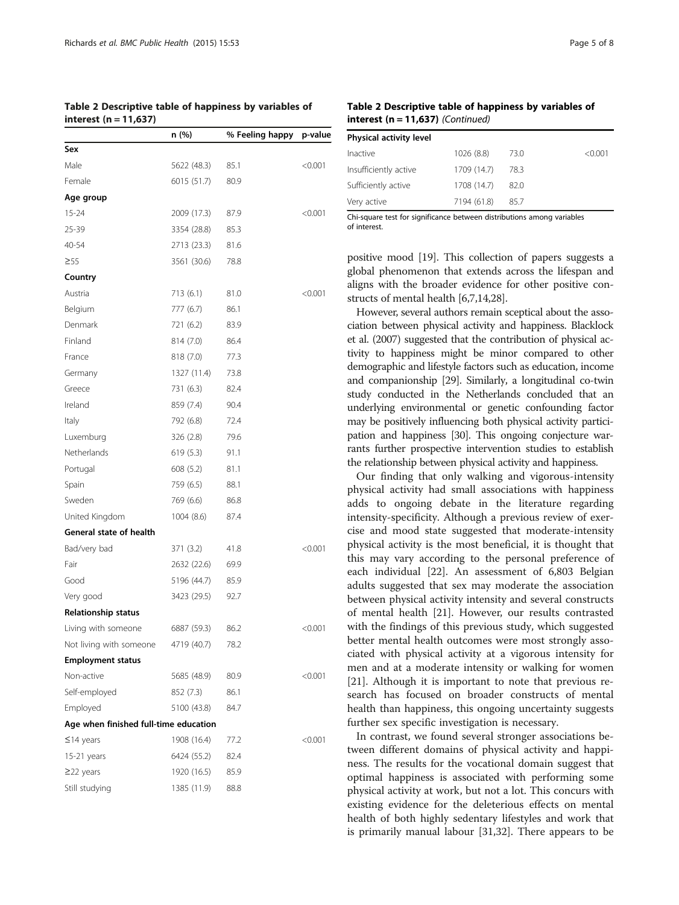**Table 2 Descriptive table of happiness by variables of interest (n = 11,637)**

| | n (%) | % Feeling happy | p-value |
|---|---|---|---|
| **Sex** | | | |
| Male | 5622 (48.3) | 85.1 | <0.001 |
| Female | 6015 (51.7) | 80.9 | |
| **Age group** | | | |
| 15-24 | 2009 (17.3) | 87.9 | <0.001 |
| 25-39 | 3354 (28.8) | 85.3 | |
| 40-54 | 2713 (23.3) | 81.6 | |
| ≥55 | 3561 (30.6) | 78.8 | |
| **Country** | | | |
| Austria | 713 (6.1) | 81.0 | <0.001 |
| Belgium | 777 (6.7) | 86.1 | |
| Denmark | 721 (6.2) | 83.9 | |
| Finland | 814 (7.0) | 86.4 | |
| France | 818 (7.0) | 77.3 | |
| Germany | 1327 (11.4) | 73.8 | |
| Greece | 731 (6.3) | 82.4 | |
| Ireland | 859 (7.4) | 90.4 | |
| Italy | 792 (6.8) | 72.4 | |
| Luxemburg | 326 (2.8) | 79.6 | |
| Netherlands | 619 (5.3) | 91.1 | |
| Portugal | 608 (5.2) | 81.1 | |
| Spain | 759 (6.5) | 88.1 | |
| Sweden | 769 (6.6) | 86.8 | |
| United Kingdom | 1004 (8.6) | 87.4 | |
| **General state of health** | | | |
| Bad/very bad | 371 (3.2) | 41.8 | <0.001 |
| Fair | 2632 (22.6) | 69.9 | |
| Good | 5196 (44.7) | 85.9 | |
| Very good | 3423 (29.5) | 92.7 | |
| **Relationship status** | | | |
| Living with someone | 6887 (59.3) | 86.2 | <0.001 |
| Not living with someone | 4719 (40.7) | 78.2 | |
| **Employment status** | | | |
| Non-active | 5685 (48.9) | 80.9 | <0.001 |
| Self-employed | 852 (7.3) | 86.1 | |
| Employed | 5100 (43.8) | 84.7 | |
| **Age when finished full-time education** | | | |
| ≤14 years | 1908 (16.4) | 77.2 | <0.001 |
| 15-21 years | 6424 (55.2) | 82.4 | |
| ≥22 years | 1920 (16.5) | 85.9 | |
| Still studying | 1385 (11.9) | 88.8 | |
| **Physical activity level** | | | |
| Inactive | 1026 (8.8) | 73.0 | <0.001 |
| Insufficiently active | 1709 (14.7) | 78.3 | |
| Sufficiently active | 1708 (14.7) | 82.0 | |
| Very active | 7194 (61.8) | 85.7 | |

Chi-square test for significance between distributions among variables of interest.

positive mood [19]. This collection of papers suggests a global phenomenon that extends across the lifespan and aligns with the broader evidence for other positive constructs of mental health [6,7,14,28].

However, several authors remain sceptical about the association between physical activity and happiness. Blacklock et al. (2007) suggested that the contribution of physical activity to happiness might be minor compared to other demographic and lifestyle factors such as education, income and companionship [29]. Similarly, a longitudinal co-twin study conducted in the Netherlands concluded that an underlying environmental or genetic confounding factor may be positively influencing both physical activity participation and happiness [30]. This ongoing conjecture warrants further prospective intervention studies to establish the relationship between physical activity and happiness.

Our finding that only walking and vigorous-intensity physical activity had small associations with happiness adds to ongoing debate in the literature regarding intensity-specificity. Although a previous review of exercise and mood state suggested that moderate-intensity physical activity is the most beneficial, it is thought that this may vary according to the personal preference of each individual [22]. An assessment of 6,803 Belgian adults suggested that sex may moderate the association between physical activity intensity and several constructs of mental health [21]. However, our results contrasted with the findings of this previous study, which suggested better mental health outcomes were most strongly associated with physical activity at a vigorous intensity for men and at a moderate intensity or walking for women [21]. Although it is important to note that previous research has focused on broader constructs of mental health than happiness, this ongoing uncertainty suggests further sex specific investigation is necessary.

In contrast, we found several stronger associations between different domains of physical activity and happiness. The results for the vocational domain suggest that optimal happiness is associated with performing some physical activity at work, but not a lot. This concurs with existing evidence for the deleterious effects on mental health of both highly sedentary lifestyles and work that is primarily manual labour [31,32]. There appears to be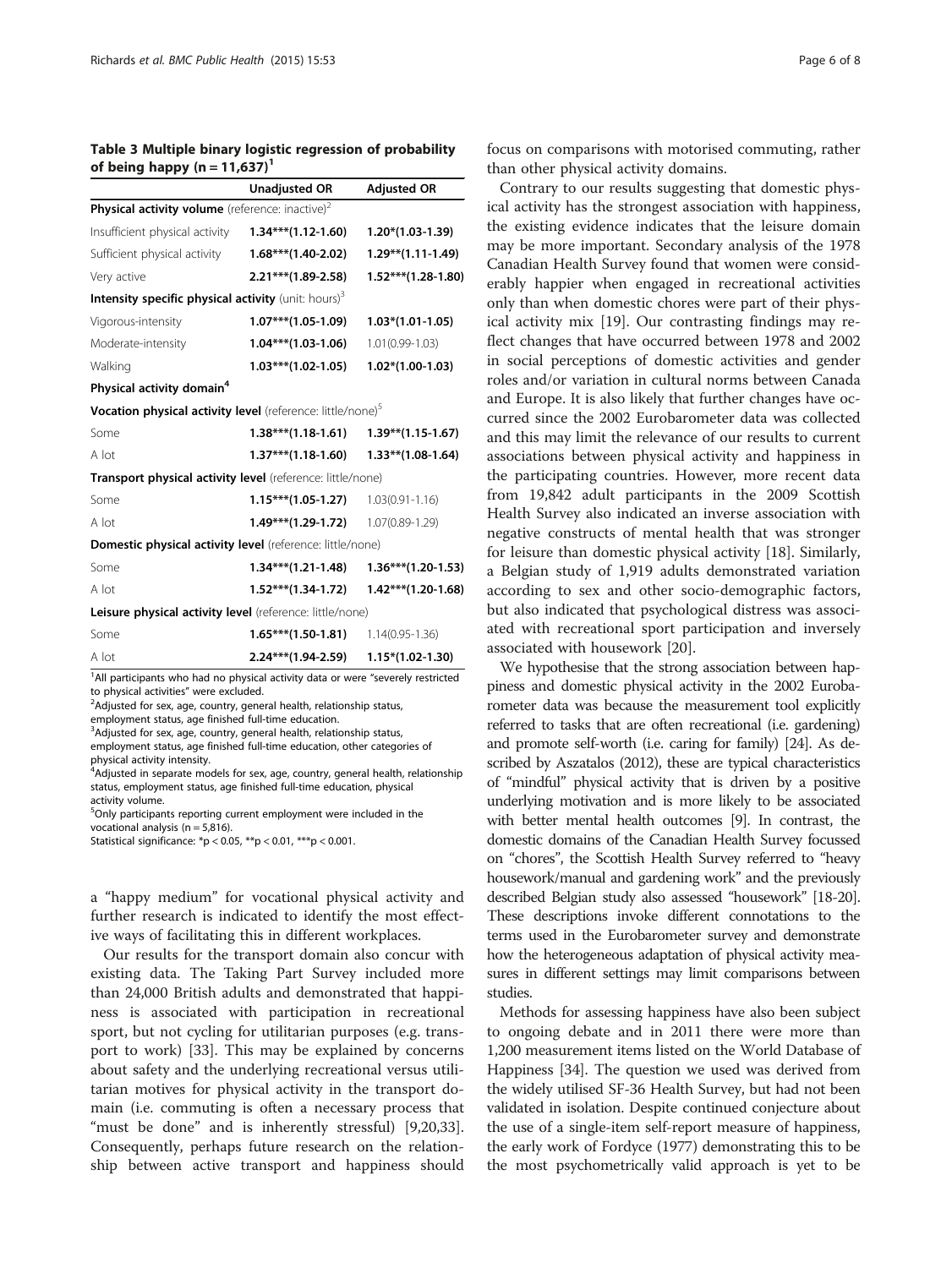**Table 3 Multiple binary logistic regression of probability of being happy (n = 11,637)[1]**

| | Unadjusted OR | Adjusted OR |
|---|---|---|
| **Physical activity volume** (reference: inactive)[2] | | |
| Insufficient physical activity | **1.34\*\*\*(1.12-1.60)** | **1.20\*(1.03-1.39)** |
| Sufficient physical activity | **1.68\*\*\*(1.40-2.02)** | **1.29\*\*(1.11-1.49)** |
| Very active | **2.21\*\*\*(1.89-2.58)** | **1.52\*\*\*(1.28-1.80)** |
| **Intensity specific physical activity** (unit: hours)[3] | | |
| Vigorous-intensity | **1.07\*\*\*(1.05-1.09)** | **1.03\*(1.01-1.05)** |
| Moderate-intensity | **1.04\*\*\*(1.03-1.06)** | 1.01(0.99-1.03) |
| Walking | **1.03\*\*\*(1.02-1.05)** | **1.02\*(1.00-1.03)** |
| **Physical activity domain**[4] | | |
| **Vocation physical activity level** (reference: little/none)[5] | | |
| Some | **1.38\*\*\*(1.18-1.61)** | **1.39\*\*(1.15-1.67)** |
| A lot | **1.37\*\*\*(1.18-1.60)** | **1.33\*\*(1.08-1.64)** |
| **Transport physical activity level** (reference: little/none) | | |
| Some | **1.15\*\*\*(1.05-1.27)** | 1.03(0.91-1.16) |
| A lot | **1.49\*\*\*(1.29-1.72)** | 1.07(0.89-1.29) |
| **Domestic physical activity level** (reference: little/none) | | |
| Some | **1.34\*\*\*(1.21-1.48)** | **1.36\*\*\*(1.20-1.53)** |
| A lot | **1.52\*\*\*(1.34-1.72)** | **1.42\*\*\*(1.20-1.68)** |
| **Leisure physical activity level** (reference: little/none) | | |
| Some | **1.65\*\*\*(1.50-1.81)** | 1.14(0.95-1.36) |
| A lot | **2.24\*\*\*(1.94-2.59)** | **1.15\*(1.02-1.30)** |

[1]All participants who had no physical activity data or were "severely restricted to physical activities" were excluded.
[2]Adjusted for sex, age, country, general health, relationship status, employment status, age finished full-time education.
[3]Adjusted for sex, age, country, general health, relationship status, employment status, age finished full-time education, other categories of physical activity intensity.
[4]Adjusted in separate models for sex, age, country, general health, relationship status, employment status, age finished full-time education, physical activity volume.
[5]Only participants reporting current employment were included in the vocational analysis (n = 5,816).
Statistical significance: \*$p < 0.05$, \*\*$p < 0.01$, \*\*\*$p < 0.001$.

a "happy medium" for vocational physical activity and further research is indicated to identify the most effective ways of facilitating this in different workplaces.

Our results for the transport domain also concur with existing data. The Taking Part Survey included more than 24,000 British adults and demonstrated that happiness is associated with participation in recreational sport, but not cycling for utilitarian purposes (e.g. transport to work) [33]. This may be explained by concerns about safety and the underlying recreational versus utilitarian motives for physical activity in the transport domain (i.e. commuting is often a necessary process that "must be done" and is inherently stressful) [9,20,33]. Consequently, perhaps future research on the relationship between active transport and happiness should focus on comparisons with motorised commuting, rather than other physical activity domains.

Contrary to our results suggesting that domestic physical activity has the strongest association with happiness, the existing evidence indicates that the leisure domain may be more important. Secondary analysis of the 1978 Canadian Health Survey found that women were considerably happier when engaged in recreational activities only than when domestic chores were part of their physical activity mix [19]. Our contrasting findings may reflect changes that have occurred between 1978 and 2002 in social perceptions of domestic activities and gender roles and/or variation in cultural norms between Canada and Europe. It is also likely that further changes have occurred since the 2002 Eurobarometer data was collected and this may limit the relevance of our results to current associations between physical activity and happiness in the participating countries. However, more recent data from 19,842 adult participants in the 2009 Scottish Health Survey also indicated an inverse association with negative constructs of mental health that was stronger for leisure than domestic physical activity [18]. Similarly, a Belgian study of 1,919 adults demonstrated variation according to sex and other socio-demographic factors, but also indicated that psychological distress was associated with recreational sport participation and inversely associated with housework [20].

We hypothesise that the strong association between happiness and domestic physical activity in the 2002 Eurobarometer data was because the measurement tool explicitly referred to tasks that are often recreational (i.e. gardening) and promote self-worth (i.e. caring for family) [24]. As described by Aszatalos (2012), these are typical characteristics of "mindful" physical activity that is driven by a positive underlying motivation and is more likely to be associated with better mental health outcomes [9]. In contrast, the domestic domains of the Canadian Health Survey focussed on "chores", the Scottish Health Survey referred to "heavy housework/manual and gardening work" and the previously described Belgian study also assessed "housework" [18-20]. These descriptions invoke different connotations to the terms used in the Eurobarometer survey and demonstrate how the heterogeneous adaptation of physical activity measures in different settings may limit comparisons between studies.

Methods for assessing happiness have also been subject to ongoing debate and in 2011 there were more than 1,200 measurement items listed on the World Database of Happiness [34]. The question we used was derived from the widely utilised SF-36 Health Survey, but had not been validated in isolation. Despite continued conjecture about the use of a single-item self-report measure of happiness, the early work of Fordyce (1977) demonstrating this to be the most psychometrically valid approach is yet to be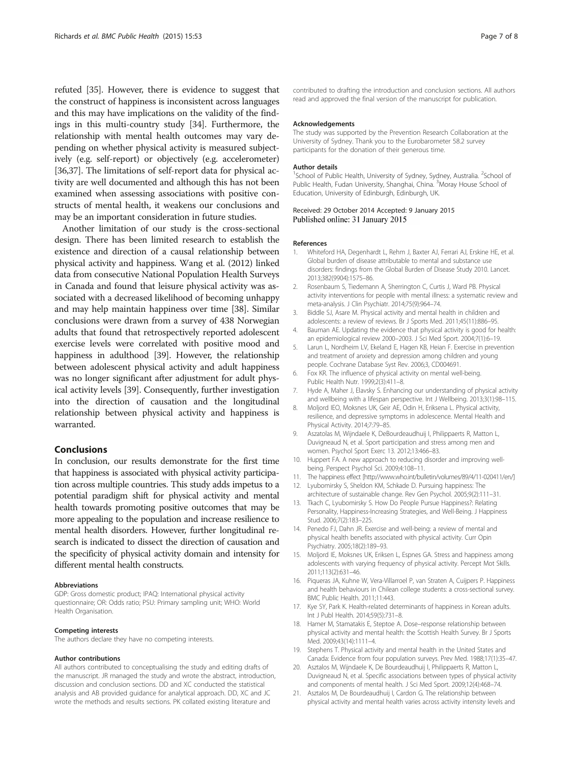refuted [35]. However, there is evidence to suggest that the construct of happiness is inconsistent across languages and this may have implications on the validity of the findings in this multi-country study [34]. Furthermore, the relationship with mental health outcomes may vary depending on whether physical activity is measured subjectively (e.g. self-report) or objectively (e.g. accelerometer) [36,37]. The limitations of self-report data for physical activity are well documented and although this has not been examined when assessing associations with positive constructs of mental health, it weakens our conclusions and may be an important consideration in future studies.

Another limitation of our study is the cross-sectional design. There has been limited research to establish the existence and direction of a causal relationship between physical activity and happiness. Wang et al. (2012) linked data from consecutive National Population Health Surveys in Canada and found that leisure physical activity was associated with a decreased likelihood of becoming unhappy and may help maintain happiness over time [38]. Similar conclusions were drawn from a survey of 438 Norwegian adults that found that retrospectively reported adolescent exercise levels were correlated with positive mood and happiness in adulthood [39]. However, the relationship between adolescent physical activity and adult happiness was no longer significant after adjustment for adult physical activity levels [39]. Consequently, further investigation into the direction of causation and the longitudinal relationship between physical activity and happiness is warranted.

## Conclusions

In conclusion, our results demonstrate for the first time that happiness is associated with physical activity participation across multiple countries. This study adds impetus to a potential paradigm shift for physical activity and mental health towards promoting positive outcomes that may be more appealing to the population and increase resilience to mental health disorders. However, further longitudinal research is indicated to dissect the direction of causation and the specificity of physical activity domain and intensity for different mental health constructs.

#### Abbreviations

GDP: Gross domestic product; IPAQ: International physical activity questionnaire; OR: Odds ratio; PSU: Primary sampling unit; WHO: World Health Organisation.

#### Competing interests

The authors declare they have no competing interests.

#### Author contributions

All authors contributed to conceptualising the study and editing drafts of the manuscript. JR managed the study and wrote the abstract, introduction, discussion and conclusion sections. DD and XC conducted the statistical analysis and AB provided guidance for analytical approach. DD, XC and JC wrote the methods and results sections. PK collated existing literature and contributed to drafting the introduction and conclusion sections. All authors read and approved the final version of the manuscript for publication.

#### Acknowledgements

The study was supported by the Prevention Research Collaboration at the University of Sydney. Thank you to the Eurobarometer 58.2 survey participants for the donation of their generous time.

#### Author details

[1]School of Public Health, University of Sydney, Sydney, Australia. [2]School of Public Health, Fudan University, Shanghai, China. [3]Moray House School of Education, University of Edinburgh, Edinburgh, UK.

Received: 29 October 2014 Accepted: 9 January 2015
Published online: 31 January 2015

#### References

1. Whiteford HA, Degenhardt L, Rehm J, Baxter AJ, Ferrari AJ, Erskine HE, et al. Global burden of disease attributable to mental and substance use disorders: findings from the Global Burden of Disease Study 2010. Lancet. 2013;382(9904):1575–86.
2. Rosenbaum S, Tiedemann A, Sherrington C, Curtis J, Ward PB. Physical activity interventions for people with mental illness: a systematic review and meta-analysis. J Clin Psychiatr. 2014;75(9):964–74.
3. Biddle SJ, Asare M. Physical activity and mental health in children and adolescents: a review of reviews. Br J Sports Med. 2011;45(11):886–95.
4. Bauman AE. Updating the evidence that physical activity is good for health: an epidemiological review 2000–2003. J Sci Med Sport. 2004;7(1):6–19.
5. Larun L, Nordheim LV, Ekeland E, Hagen KB, Heian F. Exercise in prevention and treatment of anxiety and depression among children and young people. Cochrane Database Syst Rev. 2006;3, CD004691.
6. Fox KR. The influence of physical activity on mental well-being. Public Health Nutr. 1999;2(3):411–8.
7. Hyde A, Maher J, Elavsky S. Enhancing our understanding of physical activity and wellbeing with a lifespan perspective. Int J Wellbeing. 2013;3(1):98–115.
8. Moljord IEO, Moksnes UK, Geir AE, Odin H, Eriksena L. Physical activity, resilience, and depressive symptoms in adolescence. Mental Health and Physical Activity. 2014;7:79–85.
9. Aszatolas M, Wijndaele K, DeBourdeaudhuij I, Philippaerts R, Matton L, Duvigneaud N, et al. Sport participation and stress among men and women. Psychol Sport Exerc 13. 2012;13:466–83.
10. Huppert FA. A new approach to reducing disorder and improving well-being. Perspect Psychol Sci. 2009;4:108–11.
11. The happiness effect [http://www.who.int/bulletin/volumes/89/4/11-020411/en/]
12. Lyubomirsky S, Sheldon KM, Schkade D. Pursuing happiness: The architecture of sustainable change. Rev Gen Psychol. 2005;9(2):111–31.
13. Tkach C, Lyubomirsky S. How Do People Pursue Happiness?: Relating Personality, Happiness-Increasing Strategies, and Well-Being. J Happiness Stud. 2006;7(2):183–225.
14. Penedo FJ, Dahn JR. Exercise and well-being: a review of mental and physical health benefits associated with physical activity. Curr Opin Psychiatry. 2005;18(2):189–93.
15. Moljord IE, Moksnes UK, Eriksen L, Espnes GA. Stress and happiness among adolescents with varying frequency of physical activity. Percept Mot Skills. 2011;113(2):631–46.
16. Piqueras JA, Kuhne W, Vera-Villarroel P, van Straten A, Cuijpers P. Happiness and health behaviours in Chilean college students: a cross-sectional survey. BMC Public Health. 2011;11:443.
17. Kye SY, Park K. Health-related determinants of happiness in Korean adults. Int J Publ Health. 2014;59(5):731–8.
18. Hamer M, Stamatakis E, Steptoe A. Dose–response relationship between physical activity and mental health: the Scottish Health Survey. Br J Sports Med. 2009;43(14):1111–4.
19. Stephens T. Physical activity and mental health in the United States and Canada: Evidence from four population surveys. Prev Med. 1988;17(1):35–47.
20. Asztalos M, Wijndaele K, De Bourdeaudhuij I, Philippaerts R, Matton L, Duvigneaud N, et al. Specific associations between types of physical activity and components of mental health. J Sci Med Sport. 2009;12(4):468–74.
21. Asztalos M, De Bourdeaudhuij I, Cardon G. The relationship between physical activity and mental health varies across activity intensity levels and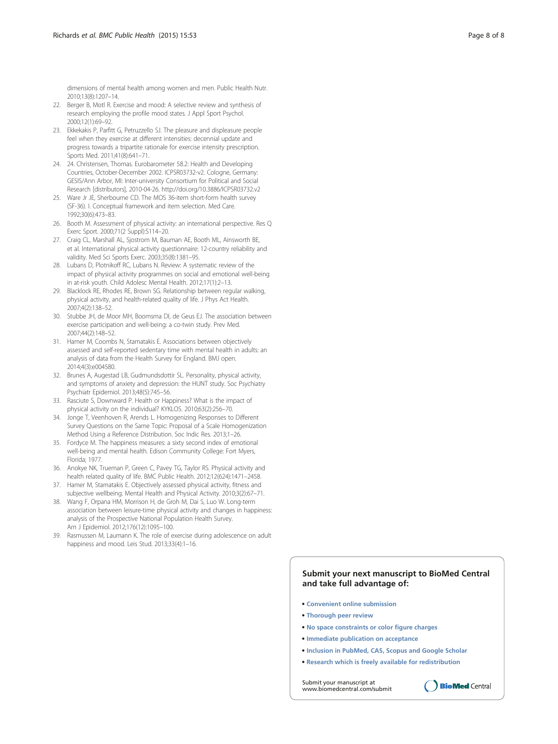dimensions of mental health among women and men. Public Health Nutr. 2010;13(8):1207–14.

22. Berger B, Motl R. Exercise and mood: A selective review and synthesis of research employing the profile mood states. J Appl Sport Psychol. 2000;12(1):69–92.
23. Ekkekakis P, Parfitt G, Petruzzello SJ. The pleasure and displeasure people feel when they exercise at different intensities: decennial update and progress towards a tripartite rationale for exercise intensity prescription. Sports Med. 2011;41(8):641–71.
24. 24. Christensen, Thomas. Eurobarometer 58.2: Health and Developing Countries, October-December 2002. ICPSR03732-v2. Cologne, Germany: GESIS/Ann Arbor, MI: Inter-university Consortium for Political and Social Research [distributors], 2010-04-26. http://doi.org/10.3886/ICPSR03732.v2
25. Ware Jr JE, Sherbourne CD. The MOS 36-item short-form health survey (SF-36). I. Conceptual framework and item selection. Med Care. 1992;30(6):473–83.
26. Booth M. Assessment of physical activity: an international perspective. Res Q Exerc Sport. 2000;71(2 Suppl):S114–20.
27. Craig CL, Marshall AL, Sjostrom M, Bauman AE, Booth ML, Ainsworth BE, et al. International physical activity questionnaire: 12-country reliability and validity. Med Sci Sports Exerc. 2003;35(8):1381–95.
28. Lubans D, Plotnikoff RC, Lubans N. Review: A systematic review of the impact of physical activity programmes on social and emotional well-being in at-risk youth. Child Adolesc Mental Health. 2012;17(1):2–13.
29. Blacklock RE, Rhodes RE, Brown SG. Relationship between regular walking, physical activity, and health-related quality of life. J Phys Act Health. 2007;4(2):138–52.
30. Stubbe JH, de Moor MH, Boomsma DI, de Geus EJ. The association between exercise participation and well-being: a co-twin study. Prev Med. 2007;44(2):148–52.
31. Hamer M, Coombs N, Stamatakis E. Associations between objectively assessed and self-reported sedentary time with mental health in adults: an analysis of data from the Health Survey for England. BMJ open. 2014;4(3):e004580.
32. Brunes A, Augestad LB, Gudmundsdottir SL. Personality, physical activity, and symptoms of anxiety and depression: the HUNT study. Soc Psychiatry Psychiatr Epidemiol. 2013;48(5):745–56.
33. Rasciute S, Downward P. Health or Happiness? What is the impact of physical activity on the individual? KYKLOS. 2010;63(2):256–70.
34. Jonge T, Veenhoven R, Arends L. Homogenizing Responses to Different Survey Questions on the Same Topic: Proposal of a Scale Homogenization Method Using a Reference Distribution. Soc Indic Res. 2013;1–26.
35. Fordyce M. The happiness measures: a sixty second index of emotional well-being and mental health. Edison Community College: Fort Myers, Florida; 1977.
36. Anokye NK, Trueman P, Green C, Pavey TG, Taylor RS. Physical activity and health related quality of life. BMC Public Health. 2012;12(624):1471–2458.
37. Hamer M, Stamatakis E. Objectively assessed physical activity, fitness and subjective wellbeing. Mental Health and Physical Activity. 2010;3(2):67–71.
38. Wang F, Orpana HM, Morrison H, de Groh M, Dai S, Luo W. Long-term association between leisure-time physical activity and changes in happiness: analysis of the Prospective National Population Health Survey. Am J Epidemiol. 2012;176(12):1095–100.
39. Rasmussen M, Laumann K. The role of exercise during adolescence on adult happiness and mood. Leis Stud. 2013;33(4):1–16.

**Submit your next manuscript to BioMed Central and take full advantage of:**

- **Convenient online submission**
- **Thorough peer review**
- **No space constraints or color figure charges**
- **Immediate publication on acceptance**
- **Inclusion in PubMed, CAS, Scopus and Google Scholar**
- **Research which is freely available for redistribution**

Submit your manuscript at
www.biomedcentral.com/submit

BioMed Central